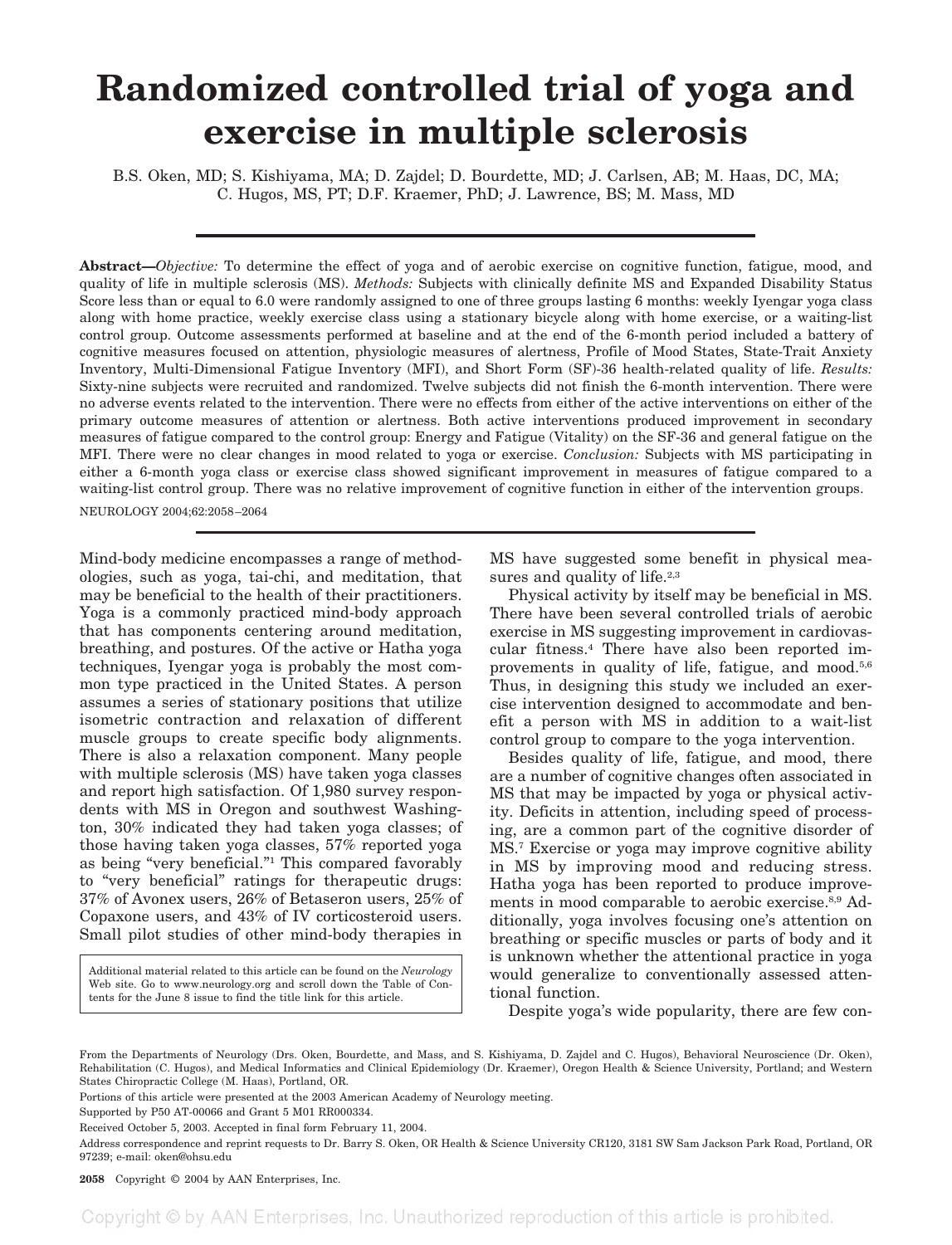# Randomized controlled trial of yoga and exercise in multiple sclerosis

B.S. Oken, MD; S. Kishiyama, MA; D. Zajdel; D. Bourdette, MD; J. Carlsen, AB; M. Haas, DC, MA; C. Hugos, MS, PT; D.F. Kraemer, PhD; J. Lawrence, BS; M. Mass, MD

**Abstract**—*Objective:* To determine the effect of yoga and of aerobic exercise on cognitive function, fatigue, mood, and quality of life in multiple sclerosis (MS). *Methods:* Subjects with clinically definite MS and Expanded Disability Status Score less than or equal to 6.0 were randomly assigned to one of three groups lasting 6 months: weekly Iyengar yoga class along with home practice, weekly exercise class using a stationary bicycle along with home exercise, or a waiting-list control group. Outcome assessments performed at baseline and at the end of the 6-month period included a battery of cognitive measures focused on attention, physiologic measures of alertness, Profile of Mood States, State-Trait Anxiety Inventory, Multi-Dimensional Fatigue Inventory (MFI), and Short Form (SF)-36 health-related quality of life. *Results:* Sixty-nine subjects were recruited and randomized. Twelve subjects did not finish the 6-month intervention. There were no adverse events related to the intervention. There were no effects from either of the active interventions on either of the primary outcome measures of attention or alertness. Both active interventions produced improvement in secondary measures of fatigue compared to the control group: Energy and Fatigue (Vitality) on the SF-36 and general fatigue on the MFI. There were no clear changes in mood related to yoga or exercise. *Conclusion:* Subjects with MS participating in either a 6-month yoga class or exercise class showed significant improvement in measures of fatigue compared to a waiting-list control group. There was no relative improvement of cognitive function in either of the intervention groups.

NEUROLOGY 2004;62:2058–2064

Mind-body medicine encompasses a range of methodologies, such as yoga, tai-chi, and meditation, that may be beneficial to the health of their practitioners. Yoga is a commonly practiced mind-body approach that has components centering around meditation, breathing, and postures. Of the active or Hatha yoga techniques, Iyengar yoga is probably the most common type practiced in the United States. A person assumes a series of stationary positions that utilize isometric contraction and relaxation of different muscle groups to create specific body alignments. There is also a relaxation component. Many people with multiple sclerosis (MS) have taken yoga classes and report high satisfaction. Of 1,980 survey respondents with MS in Oregon and southwest Washington, 30% indicated they had taken yoga classes; of those having taken yoga classes, 57% reported yoga as being "very beneficial."[1] This compared favorably to "very beneficial" ratings for therapeutic drugs: 37% of Avonex users, 26% of Betaseron users, 25% of Copaxone users, and 43% of IV corticosteroid users. Small pilot studies of other mind-body therapies in MS have suggested some benefit in physical measures and quality of life.[2,3]

Physical activity by itself may be beneficial in MS. There have been several controlled trials of aerobic exercise in MS suggesting improvement in cardiovascular fitness.[4] There have also been reported improvements in quality of life, fatigue, and mood.[5,6] Thus, in designing this study we included an exercise intervention designed to accommodate and benefit a person with MS in addition to a wait-list control group to compare to the yoga intervention.

Besides quality of life, fatigue, and mood, there are a number of cognitive changes often associated in MS that may be impacted by yoga or physical activity. Deficits in attention, including speed of processing, are a common part of the cognitive disorder of MS.[7] Exercise or yoga may improve cognitive ability in MS by improving mood and reducing stress. Hatha yoga has been reported to produce improvements in mood comparable to aerobic exercise.[8,9] Additionally, yoga involves focusing one's attention on breathing or specific muscles or parts of body and it is unknown whether the attentional practice in yoga would generalize to conventionally assessed attentional function.

Despite yoga's wide popularity, there are few con-

Additional material related to this article can be found on the *Neurology* Web site. Go to www.neurology.org and scroll down the Table of Contents for the June 8 issue to find the title link for this article.

From the Departments of Neurology (Drs. Oken, Bourdette, and Mass, and S. Kishiyama, D. Zajdel and C. Hugos), Behavioral Neuroscience (Dr. Oken), Rehabilitation (C. Hugos), and Medical Informatics and Clinical Epidemiology (Dr. Kraemer), Oregon Health & Science University, Portland; and Western States Chiropractic College (M. Haas), Portland, OR.

Portions of this article were presented at the 2003 American Academy of Neurology meeting.

Supported by P50 AT-00066 and Grant 5 M01 RR000334.

Received October 5, 2003. Accepted in final form February 11, 2004.

Address correspondence and reprint requests to Dr. Barry S. Oken, OR Health & Science University CR120, 3181 SW Sam Jackson Park Road, Portland, OR 97239; e-mail: oken@ohsu.edu

Copyright © 2004 by AAN Enterprises, Inc.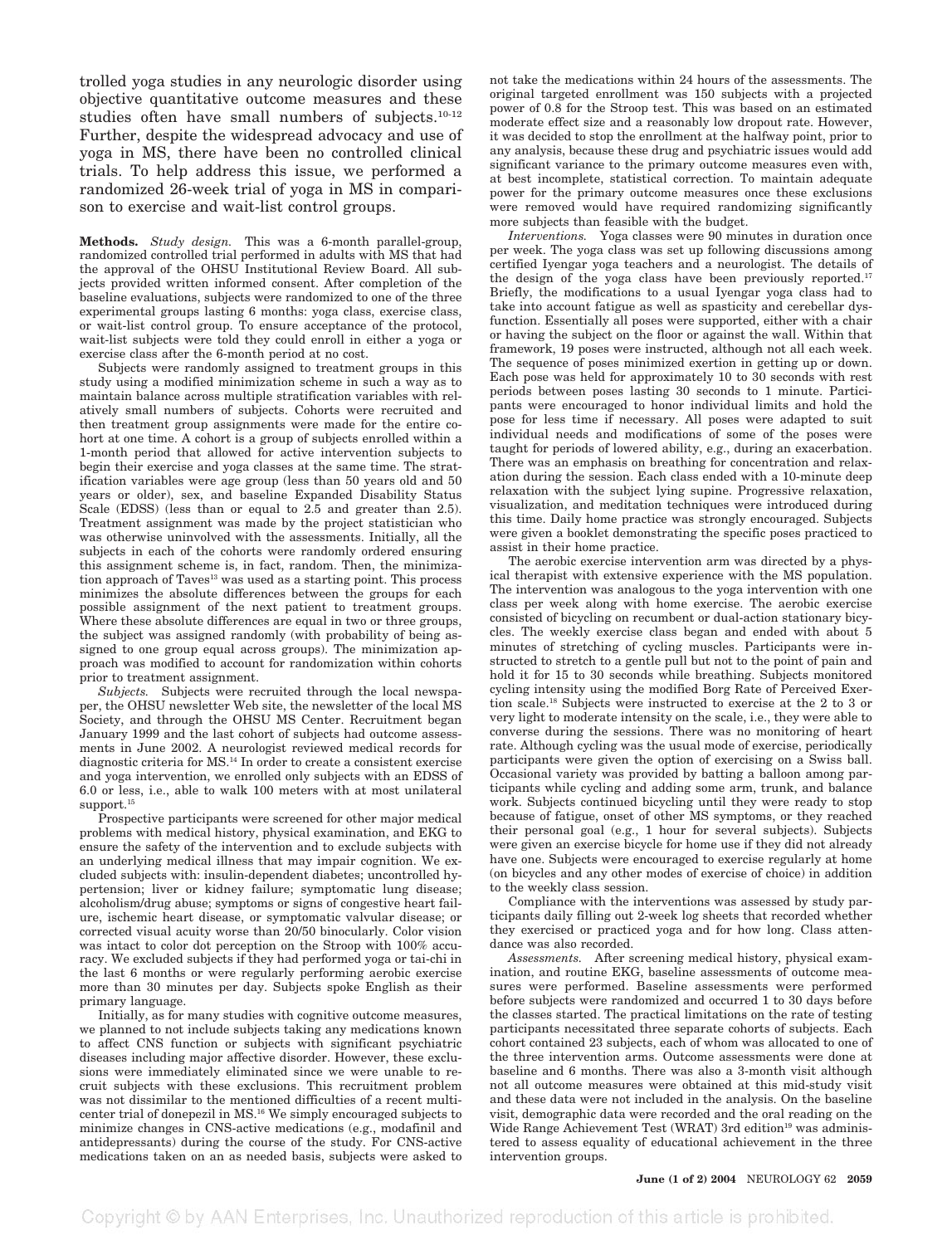trolled yoga studies in any neurologic disorder using objective quantitative outcome measures and these studies often have small numbers of subjects.[10-12] Further, despite the widespread advocacy and use of yoga in MS, there have been no controlled clinical trials. To help address this issue, we performed a randomized 26-week trial of yoga in MS in comparison to exercise and wait-list control groups.

**Methods.** *Study design.* This was a 6-month parallel-group, randomized controlled trial performed in adults with MS that had the approval of the OHSU Institutional Review Board. All subjects provided written informed consent. After completion of the baseline evaluations, subjects were randomized to one of the three experimental groups lasting 6 months: yoga class, exercise class, or wait-list control group. To ensure acceptance of the protocol, wait-list subjects were told they could enroll in either a yoga or exercise class after the 6-month period at no cost.

Subjects were randomly assigned to treatment groups in this study using a modified minimization scheme in such a way as to maintain balance across multiple stratification variables with relatively small numbers of subjects. Cohorts were recruited and then treatment group assignments were made for the entire cohort at one time. A cohort is a group of subjects enrolled within a 1-month period that allowed for active intervention subjects to begin their exercise and yoga classes at the same time. The stratification variables were age group (less than 50 years old and 50 years or older), sex, and baseline Expanded Disability Status Scale (EDSS) (less than or equal to 2.5 and greater than 2.5). Treatment assignment was made by the project statistician who was otherwise uninvolved with the assessments. Initially, all the subjects in each of the cohorts were randomly ordered ensuring this assignment scheme is, in fact, random. Then, the minimization approach of Taves[13] was used as a starting point. This process minimizes the absolute differences between the groups for each possible assignment of the next patient to treatment groups. Where these absolute differences are equal in two or three groups, the subject was assigned randomly (with probability of being assigned to one group equal across groups). The minimization approach was modified to account for randomization within cohorts prior to treatment assignment.

*Subjects.* Subjects were recruited through the local newspaper, the OHSU newsletter Web site, the newsletter of the local MS Society, and through the OHSU MS Center. Recruitment began January 1999 and the last cohort of subjects had outcome assessments in June 2002. A neurologist reviewed medical records for diagnostic criteria for MS.[14] In order to create a consistent exercise and yoga intervention, we enrolled only subjects with an EDSS of 6.0 or less, i.e., able to walk 100 meters with at most unilateral support.[15]

Prospective participants were screened for other major medical problems with medical history, physical examination, and EKG to ensure the safety of the intervention and to exclude subjects with an underlying medical illness that may impair cognition. We excluded subjects with: insulin-dependent diabetes; uncontrolled hypertension; liver or kidney failure; symptomatic lung disease; alcoholism/drug abuse; symptoms or signs of congestive heart failure, ischemic heart disease, or symptomatic valvular disease; or corrected visual acuity worse than 20/50 binocularly. Color vision was intact to color dot perception on the Stroop with 100% accuracy. We excluded subjects if they had performed yoga or tai-chi in the last 6 months or were regularly performing aerobic exercise more than 30 minutes per day. Subjects spoke English as their primary language.

Initially, as for many studies with cognitive outcome measures, we planned to not include subjects taking any medications known to affect CNS function or subjects with significant psychiatric diseases including major affective disorder. However, these exclusions were immediately eliminated since we were unable to recruit subjects with these exclusions. This recruitment problem was not dissimilar to the mentioned difficulties of a recent multicenter trial of donepezil in MS.[16] We simply encouraged subjects to minimize changes in CNS-active medications (e.g., modafinil and antidepressants) during the course of the study. For CNS-active medications taken on an as needed basis, subjects were asked to not take the medications within 24 hours of the assessments. The original targeted enrollment was 150 subjects with a projected power of 0.8 for the Stroop test. This was based on an estimated moderate effect size and a reasonably low dropout rate. However, it was decided to stop the enrollment at the halfway point, prior to any analysis, because these drug and psychiatric issues would add significant variance to the primary outcome measures even with, at best incomplete, statistical correction. To maintain adequate power for the primary outcome measures once these exclusions were removed would have required randomizing significantly more subjects than feasible with the budget.

*Interventions.* Yoga classes were 90 minutes in duration once per week. The yoga class was set up following discussions among certified Iyengar yoga teachers and a neurologist. The details of the design of the yoga class have been previously reported.[17] Briefly, the modifications to a usual Iyengar yoga class had to take into account fatigue as well as spasticity and cerebellar dysfunction. Essentially all poses were supported, either with a chair or having the subject on the floor or against the wall. Within that framework, 19 poses were instructed, although not all each week. The sequence of poses minimized exertion in getting up or down. Each pose was held for approximately 10 to 30 seconds with rest periods between poses lasting 30 seconds to 1 minute. Participants were encouraged to honor individual limits and hold the pose for less time if necessary. All poses were adapted to suit individual needs and modifications of some of the poses were taught for periods of lowered ability, e.g., during an exacerbation. There was an emphasis on breathing for concentration and relaxation during the session. Each class ended with a 10-minute deep relaxation with the subject lying supine. Progressive relaxation, visualization, and meditation techniques were introduced during this time. Daily home practice was strongly encouraged. Subjects were given a booklet demonstrating the specific poses practiced to assist in their home practice.

The aerobic exercise intervention arm was directed by a physical therapist with extensive experience with the MS population. The intervention was analogous to the yoga intervention with one class per week along with home exercise. The aerobic exercise consisted of bicycling on recumbent or dual-action stationary bicycles. The weekly exercise class began and ended with about 5 minutes of stretching of cycling muscles. Participants were instructed to stretch to a gentle pull but not to the point of pain and hold it for 15 to 30 seconds while breathing. Subjects monitored cycling intensity using the modified Borg Rate of Perceived Exertion scale.[18] Subjects were instructed to exercise at the 2 to 3 or very light to moderate intensity on the scale, i.e., they were able to converse during the sessions. There was no monitoring of heart rate. Although cycling was the usual mode of exercise, periodically participants were given the option of exercising on a Swiss ball. Occasional variety was provided by batting a balloon among participants while cycling and adding some arm, trunk, and balance work. Subjects continued bicycling until they were ready to stop because of fatigue, onset of other MS symptoms, or they reached their personal goal (e.g., 1 hour for several subjects). Subjects were given an exercise bicycle for home use if they did not already have one. Subjects were encouraged to exercise regularly at home (on bicycles and any other modes of exercise of choice) in addition to the weekly class session.

Compliance with the interventions was assessed by study participants daily filling out 2-week log sheets that recorded whether they exercised or practiced yoga and for how long. Class attendance was also recorded.

*Assessments.* After screening medical history, physical examination, and routine EKG, baseline assessments of outcome measures were performed. Baseline assessments were performed before subjects were randomized and occurred 1 to 30 days before the classes started. The practical limitations on the rate of testing participants necessitated three separate cohorts of subjects. Each cohort contained 23 subjects, each of whom was allocated to one of the three intervention arms. Outcome assessments were done at baseline and 6 months. There was also a 3-month visit although not all outcome measures were obtained at this mid-study visit and these data were not included in the analysis. On the baseline visit, demographic data were recorded and the oral reading on the Wide Range Achievement Test (WRAT) 3rd edition[19] was administered to assess equality of educational achievement in the three intervention groups.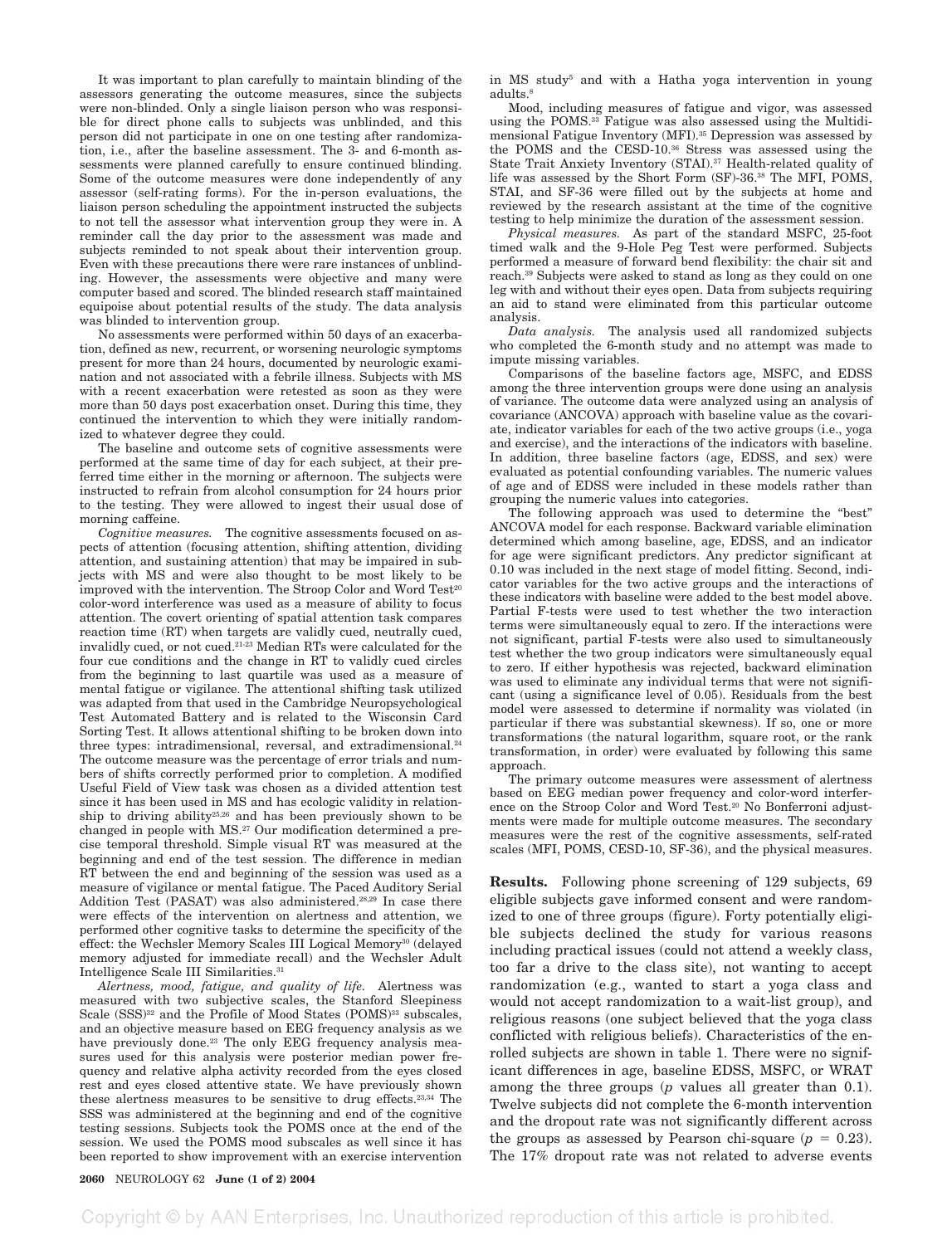It was important to plan carefully to maintain blinding of the assessors generating the outcome measures, since the subjects were non-blinded. Only a single liaison person who was responsible for direct phone calls to subjects was unblinded, and this person did not participate in one on one testing after randomization, i.e., after the baseline assessment. The 3- and 6-month assessments were planned carefully to ensure continued blinding. Some of the outcome measures were done independently of any assessor (self-rating forms). For the in-person evaluations, the liaison person scheduling the appointment instructed the subjects to not tell the assessor what intervention group they were in. A reminder call the day prior to the assessment was made and subjects reminded to not speak about their intervention group. Even with these precautions there were rare instances of unblinding. However, the assessments were objective and many were computer based and scored. The blinded research staff maintained equipoise about potential results of the study. The data analysis was blinded to intervention group.

No assessments were performed within 50 days of an exacerbation, defined as new, recurrent, or worsening neurologic symptoms present for more than 24 hours, documented by neurologic examination and not associated with a febrile illness. Subjects with MS with a recent exacerbation were retested as soon as they were more than 50 days post exacerbation onset. During this time, they continued the intervention to which they were initially randomized to whatever degree they could.

The baseline and outcome sets of cognitive assessments were performed at the same time of day for each subject, at their preferred time either in the morning or afternoon. The subjects were instructed to refrain from alcohol consumption for 24 hours prior to the testing. They were allowed to ingest their usual dose of morning caffeine.

*Cognitive measures.* The cognitive assessments focused on aspects of attention (focusing attention, shifting attention, dividing attention, and sustaining attention) that may be impaired in subjects with MS and were also thought to be most likely to be improved with the intervention. The Stroop Color and Word Test[20] color-word interference was used as a measure of ability to focus attention. The covert orienting of spatial attention task compares reaction time (RT) when targets are validly cued, neutrally cued, invalidly cued, or not cued.[21-23] Median RTs were calculated for the four cue conditions and the change in RT to validly cued circles from the beginning to last quartile was used as a measure of mental fatigue or vigilance. The attentional shifting task utilized was adapted from that used in the Cambridge Neuropsychological Test Automated Battery and is related to the Wisconsin Card Sorting Test. It allows attentional shifting to be broken down into three types: intradimensional, reversal, and extradimensional.[24] The outcome measure was the percentage of error trials and numbers of shifts correctly performed prior to completion. A modified Useful Field of View task was chosen as a divided attention test since it has been used in MS and has ecologic validity in relationship to driving ability[25,26] and has been previously shown to be changed in people with MS.[27] Our modification determined a precise temporal threshold. Simple visual RT was measured at the beginning and end of the test session. The difference in median RT between the end and beginning of the session was used as a measure of vigilance or mental fatigue. The Paced Auditory Serial Addition Test (PASAT) was also administered.[28,29] In case there were effects of the intervention on alertness and attention, we performed other cognitive tasks to determine the specificity of the effect: the Wechsler Memory Scales III Logical Memory[30] (delayed memory adjusted for immediate recall) and the Wechsler Adult Intelligence Scale III Similarities.[31]

*Alertness, mood, fatigue, and quality of life.* Alertness was measured with two subjective scales, the Stanford Sleepiness Scale (SSS)[32] and the Profile of Mood States (POMS)[33] subscales, and an objective measure based on EEG frequency analysis as we have previously done.[23] The only EEG frequency analysis measures used for this analysis were posterior median power frequency and relative alpha activity recorded from the eyes closed rest and eyes closed attentive state. We have previously shown these alertness measures to be sensitive to drug effects.[23,34] The SSS was administered at the beginning and end of the cognitive testing sessions. Subjects took the POMS once at the end of the session. We used the POMS mood subscales as well since it has been reported to show improvement with an exercise intervention in MS study[5] and with a Hatha yoga intervention in young adults.[8]

Mood, including measures of fatigue and vigor, was assessed using the POMS.[33] Fatigue was also assessed using the Multidimensional Fatigue Inventory (MFI).[35] Depression was assessed by the POMS and the CESD-10.[36] Stress was assessed using the State Trait Anxiety Inventory (STAI).[37] Health-related quality of life was assessed by the Short Form (SF)-36.[38] The MFI, POMS, STAI, and SF-36 were filled out by the subjects at home and reviewed by the research assistant at the time of the cognitive testing to help minimize the duration of the assessment session.

*Physical measures.* As part of the standard MSFC, 25-foot timed walk and the 9-Hole Peg Test were performed. Subjects performed a measure of forward bend flexibility: the chair sit and reach.[39] Subjects were asked to stand as long as they could on one leg with and without their eyes open. Data from subjects requiring an aid to stand were eliminated from this particular outcome analysis.

*Data analysis.* The analysis used all randomized subjects who completed the 6-month study and no attempt was made to impute missing variables.

Comparisons of the baseline factors age, MSFC, and EDSS among the three intervention groups were done using an analysis of variance. The outcome data were analyzed using an analysis of covariance (ANCOVA) approach with baseline value as the covariate, indicator variables for each of the two active groups (i.e., yoga and exercise), and the interactions of the indicators with baseline. In addition, three baseline factors (age, EDSS, and sex) were evaluated as potential confounding variables. The numeric values of age and of EDSS were included in these models rather than grouping the numeric values into categories.

The following approach was used to determine the "best" ANCOVA model for each response. Backward variable elimination determined which among baseline, age, EDSS, and an indicator for age were significant predictors. Any predictor significant at 0.10 was included in the next stage of model fitting. Second, indicator variables for the two active groups and the interactions of these indicators with baseline were added to the best model above. Partial F-tests were used to test whether the two interaction terms were simultaneously equal to zero. If the interactions were not significant, partial F-tests were also used to simultaneously test whether the two group indicators were simultaneously equal to zero. If either hypothesis was rejected, backward elimination was used to eliminate any individual terms that were not significant (using a significance level of 0.05). Residuals from the best model were assessed to determine if normality was violated (in particular if there was substantial skewness). If so, one or more transformations (the natural logarithm, square root, or the rank transformation, in order) were evaluated by following this same approach.

The primary outcome measures were assessment of alertness based on EEG median power frequency and color-word interference on the Stroop Color and Word Test.[20] No Bonferroni adjustments were made for multiple outcome measures. The secondary measures were the rest of the cognitive assessments, self-rated scales (MFI, POMS, CESD-10, SF-36), and the physical measures.

**Results.** Following phone screening of 129 subjects, 69 eligible subjects gave informed consent and were randomized to one of three groups (figure). Forty potentially eligible subjects declined the study for various reasons including practical issues (could not attend a weekly class, too far a drive to the class site), not wanting to accept randomization (e.g., wanted to start a yoga class and would not accept randomization to a wait-list group), and religious reasons (one subject believed that the yoga class conflicted with religious beliefs). Characteristics of the enrolled subjects are shown in table 1. There were no significant differences in age, baseline EDSS, MSFC, or WRAT among the three groups ($p$ values all greater than 0.1). Twelve subjects did not complete the 6-month intervention and the dropout rate was not significantly different across the groups as assessed by Pearson chi-square ($p = 0.23$). The 17% dropout rate was not related to adverse events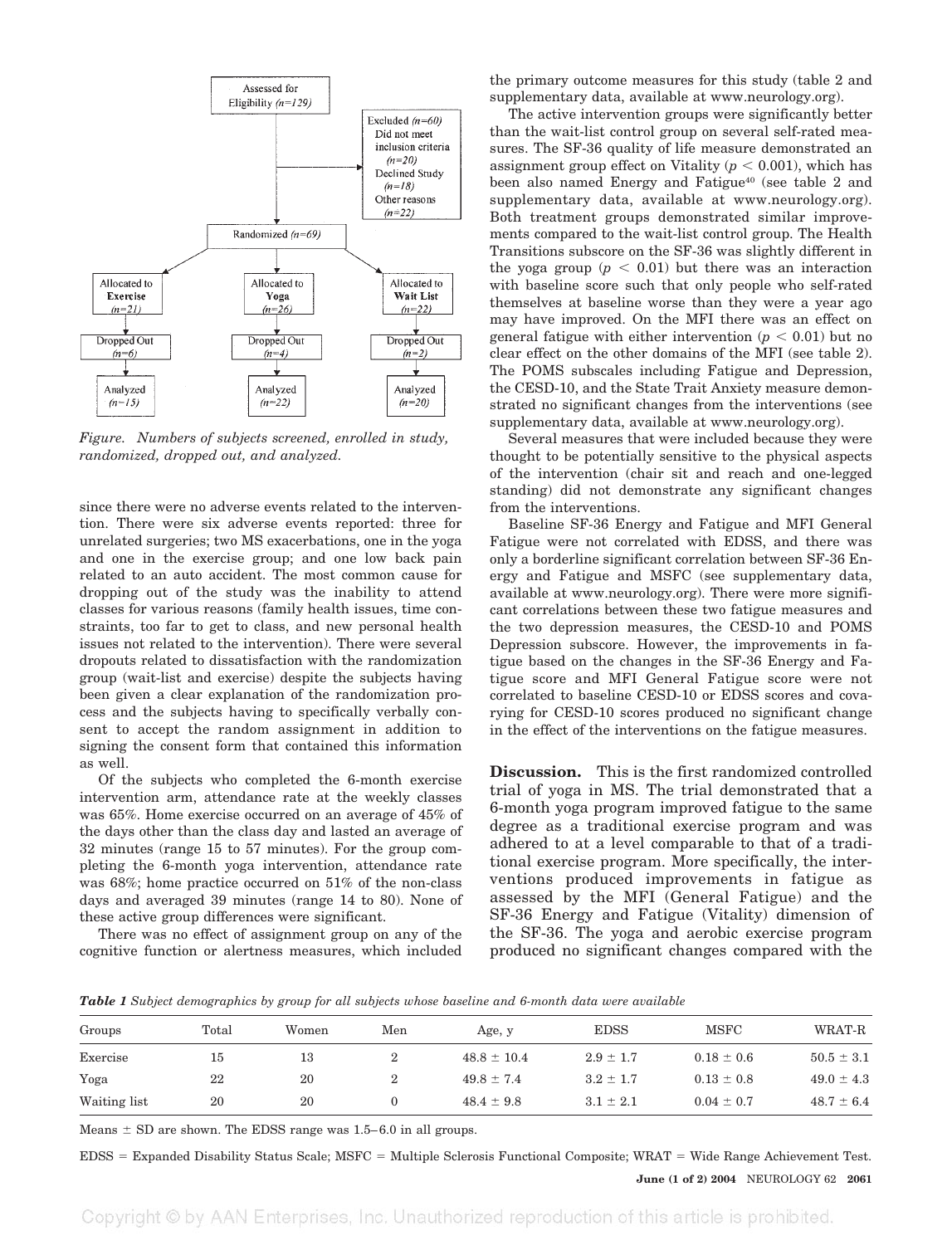Assessed for Eligibility (n=129)

Excluded (n=60)
Did not meet inclusion criteria (n=20)
Declined Study (n=18)
Other reasons (n=22)

Randomized (n=69)

| Allocated to **Exercise** (n=21) | Allocated to **Yoga** (n=26) | Allocated to **Wait List** (n=22) |
| --- | --- | --- |
| Dropped Out (n=6) | Dropped Out (n=4) | Dropped Out (n=2) |
| Analyzed (n=15) | Analyzed (n=22) | Analyzed (n=20) |

*Figure. Numbers of subjects screened, enrolled in study, randomized, dropped out, and analyzed.*

since there were no adverse events related to the intervention. There were six adverse events reported: three for unrelated surgeries; two MS exacerbations, one in the yoga and one in the exercise group; and one low back pain related to an auto accident. The most common cause for dropping out of the study was the inability to attend classes for various reasons (family health issues, time constraints, too far to get to class, and new personal health issues not related to the intervention). There were several dropouts related to dissatisfaction with the randomization group (wait-list and exercise) despite the subjects having been given a clear explanation of the randomization process and the subjects having to specifically verbally consent to accept the random assignment in addition to signing the consent form that contained this information as well.

Of the subjects who completed the 6-month exercise intervention arm, attendance rate at the weekly classes was 65%. Home exercise occurred on an average of 45% of the days other than the class day and lasted an average of 32 minutes (range 15 to 57 minutes). For the group completing the 6-month yoga intervention, attendance rate was 68%; home practice occurred on 51% of the non-class days and averaged 39 minutes (range 14 to 80). None of these active group differences were significant.

There was no effect of assignment group on any of the cognitive function or alertness measures, which included the primary outcome measures for this study (table 2 and supplementary data, available at www.neurology.org).

The active intervention groups were significantly better than the wait-list control group on several self-rated measures. The SF-36 quality of life measure demonstrated an assignment group effect on Vitality ($p < 0.001$), which has been also named Energy and Fatigue[40] (see table 2 and supplementary data, available at www.neurology.org). Both treatment groups demonstrated similar improvements compared to the wait-list control group. The Health Transitions subscore on the SF-36 was slightly different in the yoga group ($p < 0.01$) but there was an interaction with baseline score such that only people who self-rated themselves at baseline worse than they were a year ago may have improved. On the MFI there was an effect on general fatigue with either intervention ($p < 0.01$) but no clear effect on the other domains of the MFI (see table 2). The POMS subscales including Fatigue and Depression, the CESD-10, and the State Trait Anxiety measure demonstrated no significant changes from the interventions (see supplementary data, available at www.neurology.org).

Several measures that were included because they were thought to be potentially sensitive to the physical aspects of the intervention (chair sit and reach and one-legged standing) did not demonstrate any significant changes from the interventions.

Baseline SF-36 Energy and Fatigue and MFI General Fatigue were not correlated with EDSS, and there was only a borderline significant correlation between SF-36 Energy and Fatigue and MSFC (see supplementary data, available at www.neurology.org). There were more significant correlations between these two fatigue measures and the two depression measures, the CESD-10 and POMS Depression subscore. However, the improvements in fatigue based on the changes in the SF-36 Energy and Fatigue score and MFI General Fatigue score were not correlated to baseline CESD-10 or EDSS scores and covarying for CESD-10 scores produced no significant change in the effect of the interventions on the fatigue measures.

**Discussion.** This is the first randomized controlled trial of yoga in MS. The trial demonstrated that a 6-month yoga program improved fatigue to the same degree as a traditional exercise program and was adhered to at a level comparable to that of a traditional exercise program. More specifically, the interventions produced improvements in fatigue as assessed by the MFI (General Fatigue) and the SF-36 Energy and Fatigue (Vitality) dimension of the SF-36. The yoga and aerobic exercise program produced no significant changes compared with the

***Table 1*** *Subject demographics by group for all subjects whose baseline and 6-month data were available*

| Groups | Total | Women | Men | Age, y | EDSS | MSFC | WRAT-R |
| --- | --- | --- | --- | --- | --- | --- | --- |
| Exercise | 15 | 13 | 2 | 48.8 ± 10.4 | 2.9 ± 1.7 | 0.18 ± 0.6 | 50.5 ± 3.1 |
| Yoga | 22 | 20 | 2 | 49.8 ± 7.4 | 3.2 ± 1.7 | 0.13 ± 0.8 | 49.0 ± 4.3 |
| Waiting list | 20 | 20 | 0 | 48.4 ± 9.8 | 3.1 ± 2.1 | 0.04 ± 0.7 | 48.7 ± 6.4 |

Means ± SD are shown. The EDSS range was 1.5–6.0 in all groups.

EDSS = Expanded Disability Status Scale; MSFC = Multiple Sclerosis Functional Composite; WRAT = Wide Range Achievement Test.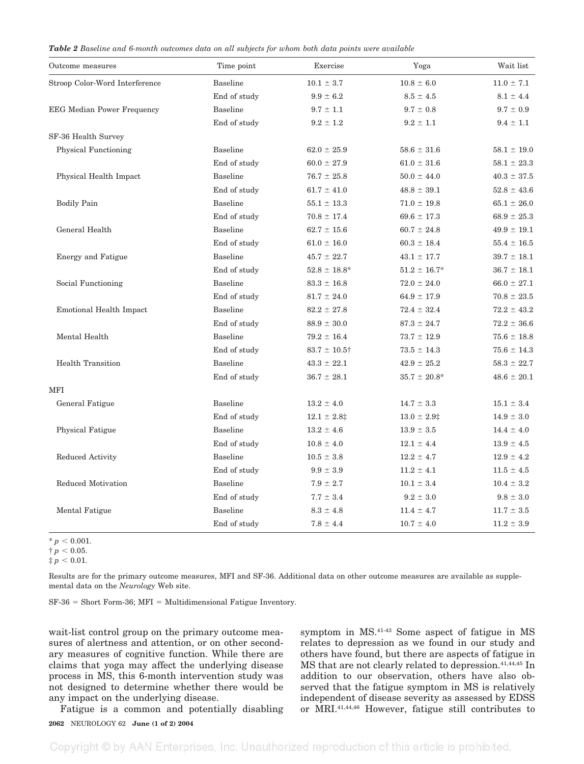*Table 2 Baseline and 6-month outcomes data on all subjects for whom both data points were available*

| Outcome measures | Time point | Exercise | Yoga | Wait list |
|---|---|---|---|---|
| Stroop Color-Word Interference | Baseline | 10.1 ± 3.7 | 10.8 ± 6.0 | 11.0 ± 7.1 |
| | End of study | 9.9 ± 6.2 | 8.5 ± 4.5 | 8.1 ± 4.4 |
| EEG Median Power Frequency | Baseline | 9.7 ± 1.1 | 9.7 ± 0.8 | 9.7 ± 0.9 |
| | End of study | 9.2 ± 1.2 | 9.2 ± 1.1 | 9.4 ± 1.1 |
| SF-36 Health Survey | | | | |
| Physical Functioning | Baseline | 62.0 ± 25.9 | 58.6 ± 31.6 | 58.1 ± 19.0 |
| | End of study | 60.0 ± 27.9 | 61.0 ± 31.6 | 58.1 ± 23.3 |
| Physical Health Impact | Baseline | 76.7 ± 25.8 | 50.0 ± 44.0 | 40.3 ± 37.5 |
| | End of study | 61.7 ± 41.0 | 48.8 ± 39.1 | 52.8 ± 43.6 |
| Bodily Pain | Baseline | 55.1 ± 13.3 | 71.0 ± 19.8 | 65.1 ± 26.0 |
| | End of study | 70.8 ± 17.4 | 69.6 ± 17.3 | 68.9 ± 25.3 |
| General Health | Baseline | 62.7 ± 15.6 | 60.7 ± 24.8 | 49.9 ± 19.1 |
| | End of study | 61.0 ± 16.0 | 60.3 ± 18.4 | 55.4 ± 16.5 |
| Energy and Fatigue | Baseline | 45.7 ± 22.7 | 43.1 ± 17.7 | 39.7 ± 18.1 |
| | End of study | 52.8 ± 18.8* | 51.2 ± 16.7* | 36.7 ± 18.1 |
| Social Functioning | Baseline | 83.3 ± 16.8 | 72.0 ± 24.0 | 66.0 ± 27.1 |
| | End of study | 81.7 ± 24.0 | 64.9 ± 17.9 | 70.8 ± 23.5 |
| Emotional Health Impact | Baseline | 82.2 ± 27.8 | 72.4 ± 32.4 | 72.2 ± 43.2 |
| | End of study | 88.9 ± 30.0 | 87.3 ± 24.7 | 72.2 ± 36.6 |
| Mental Health | Baseline | 79.2 ± 16.4 | 73.7 ± 12.9 | 75.6 ± 18.8 |
| | End of study | 83.7 ± 10.5† | 73.5 ± 14.3 | 75.6 ± 14.3 |
| Health Transition | Baseline | 43.3 ± 22.1 | 42.9 ± 25.2 | 58.3 ± 22.7 |
| | End of study | 36.7 ± 28.1 | 35.7 ± 20.8* | 48.6 ± 20.1 |
| MFI | | | | |
| General Fatigue | Baseline | 13.2 ± 4.0 | 14.7 ± 3.3 | 15.1 ± 3.4 |
| | End of study | 12.1 ± 2.8‡ | 13.0 ± 2.9‡ | 14.9 ± 3.0 |
| Physical Fatigue | Baseline | 13.2 ± 4.6 | 13.9 ± 3.5 | 14.4 ± 4.0 |
| | End of study | 10.8 ± 4.0 | 12.1 ± 4.4 | 13.9 ± 4.5 |
| Reduced Activity | Baseline | 10.5 ± 3.8 | 12.2 ± 4.7 | 12.9 ± 4.2 |
| | End of study | 9.9 ± 3.9 | 11.2 ± 4.1 | 11.5 ± 4.5 |
| Reduced Motivation | Baseline | 7.9 ± 2.7 | 10.1 ± 3.4 | 10.4 ± 3.2 |
| | End of study | 7.7 ± 3.4 | 9.2 ± 3.0 | 9.8 ± 3.0 |
| Mental Fatigue | Baseline | 8.3 ± 4.8 | 11.4 ± 4.7 | 11.7 ± 3.5 |
| | End of study | 7.8 ± 4.4 | 10.7 ± 4.0 | 11.2 ± 3.9 |

* $p < 0.001$.
† $p < 0.05$.
‡ $p < 0.01$.

Results are for the primary outcome measures, MFI and SF-36. Additional data on other outcome measures are available as supplemental data on the *Neurology* Web site.

SF-36 = Short Form-36; MFI = Multidimensional Fatigue Inventory.

wait-list control group on the primary outcome measures of alertness and attention, or on other secondary measures of cognitive function. While there are claims that yoga may affect the underlying disease process in MS, this 6-month intervention study was not designed to determine whether there would be any impact on the underlying disease.

Fatigue is a common and potentially disabling symptom in MS.[41-43] Some aspect of fatigue in MS relates to depression as we found in our study and others have found, but there are aspects of fatigue in MS that are not clearly related to depression.[41,44,45] In addition to our observation, others have also observed that the fatigue symptom in MS is relatively independent of disease severity as assessed by EDSS or MRI.[41,44,46] However, fatigue still contributes to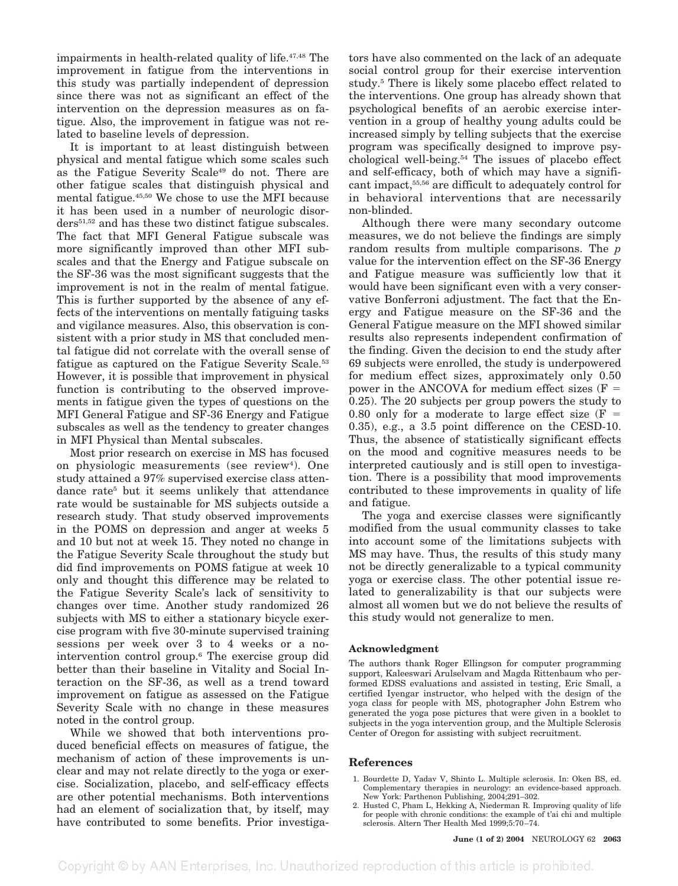impairments in health-related quality of life.[47,48] The improvement in fatigue from the interventions in this study was partially independent of depression since there was not as significant an effect of the intervention on the depression measures as on fatigue. Also, the improvement in fatigue was not related to baseline levels of depression.

It is important to at least distinguish between physical and mental fatigue which some scales such as the Fatigue Severity Scale[49] do not. There are other fatigue scales that distinguish physical and mental fatigue.[45,50] We chose to use the MFI because it has been used in a number of neurologic disorders[51,52] and has these two distinct fatigue subscales. The fact that MFI General Fatigue subscale was more significantly improved than other MFI subscales and that the Energy and Fatigue subscale on the SF-36 was the most significant suggests that the improvement is not in the realm of mental fatigue. This is further supported by the absence of any effects of the interventions on mentally fatiguing tasks and vigilance measures. Also, this observation is consistent with a prior study in MS that concluded mental fatigue did not correlate with the overall sense of fatigue as captured on the Fatigue Severity Scale.[53] However, it is possible that improvement in physical function is contributing to the observed improvements in fatigue given the types of questions on the MFI General Fatigue and SF-36 Energy and Fatigue subscales as well as the tendency to greater changes in MFI Physical than Mental subscales.

Most prior research on exercise in MS has focused on physiologic measurements (see review[4]). One study attained a 97% supervised exercise class attendance rate[5] but it seems unlikely that attendance rate would be sustainable for MS subjects outside a research study. That study observed improvements in the POMS on depression and anger at weeks 5 and 10 but not at week 15. They noted no change in the Fatigue Severity Scale throughout the study but did find improvements on POMS fatigue at week 10 only and thought this difference may be related to the Fatigue Severity Scale's lack of sensitivity to changes over time. Another study randomized 26 subjects with MS to either a stationary bicycle exercise program with five 30-minute supervised training sessions per week over 3 to 4 weeks or a no-intervention control group.[6] The exercise group did better than their baseline in Vitality and Social Interaction on the SF-36, as well as a trend toward improvement on fatigue as assessed on the Fatigue Severity Scale with no change in these measures noted in the control group.

While we showed that both interventions produced beneficial effects on measures of fatigue, the mechanism of action of these improvements is unclear and may not relate directly to the yoga or exercise. Socialization, placebo, and self-efficacy effects are other potential mechanisms. Both interventions had an element of socialization that, by itself, may have contributed to some benefits. Prior investigators have also commented on the lack of an adequate social control group for their exercise intervention study.[5] There is likely some placebo effect related to the interventions. One group has already shown that psychological benefits of an aerobic exercise intervention in a group of healthy young adults could be increased simply by telling subjects that the exercise program was specifically designed to improve psychological well-being.[54] The issues of placebo effect and self-efficacy, both of which may have a significant impact,[55,56] are difficult to adequately control for in behavioral interventions that are necessarily non-blinded.

Although there were many secondary outcome measures, we do not believe the findings are simply random results from multiple comparisons. The *p* value for the intervention effect on the SF-36 Energy and Fatigue measure was sufficiently low that it would have been significant even with a very conservative Bonferroni adjustment. The fact that the Energy and Fatigue measure on the SF-36 and the General Fatigue measure on the MFI showed similar results also represents independent confirmation of the finding. Given the decision to end the study after 69 subjects were enrolled, the study is underpowered for medium effect sizes, approximately only 0.50 power in the ANCOVA for medium effect sizes ($F = 0.25$). The 20 subjects per group powers the study to 0.80 only for a moderate to large effect size ($F = 0.35$), e.g., a 3.5 point difference on the CESD-10. Thus, the absence of statistically significant effects on the mood and cognitive measures needs to be interpreted cautiously and is still open to investigation. There is a possibility that mood improvements contributed to these improvements in quality of life and fatigue.

The yoga and exercise classes were significantly modified from the usual community classes to take into account some of the limitations subjects with MS may have. Thus, the results of this study many not be directly generalizable to a typical community yoga or exercise class. The other potential issue related to generalizability is that our subjects were almost all women but we do not believe the results of this study would not generalize to men.

## Acknowledgment

The authors thank Roger Ellingson for computer programming support, Kaleeswari Arulselvam and Magda Rittenbaum who performed EDSS evaluations and assisted in testing, Eric Small, a certified Iyengar instructor, who helped with the design of the yoga class for people with MS, photographer John Estrem who generated the yoga pose pictures that were given in a booklet to subjects in the yoga intervention group, and the Multiple Sclerosis Center of Oregon for assisting with subject recruitment.

## References

1. Bourdette D, Yadav V, Shinto L. Multiple sclerosis. In: Oken BS, ed. Complementary therapies in neurology: an evidence-based approach. New York: Parthenon Publishing, 2004;291–302.
2. Husted C, Pham L, Hekking A, Niederman R. Improving quality of life for people with chronic conditions: the example of t'ai chi and multiple sclerosis. Altern Ther Health Med 1999;5:70–74.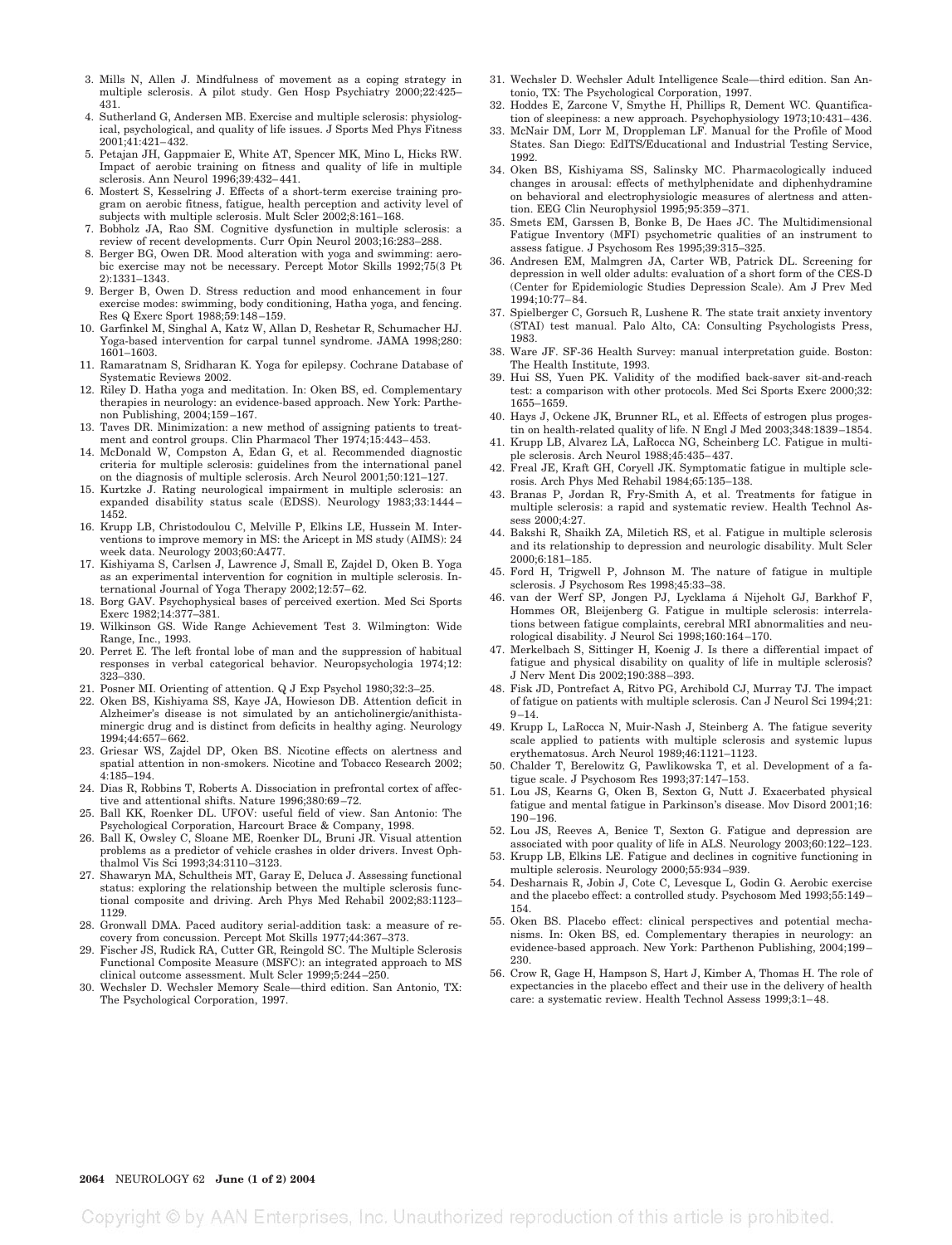3. Mills N, Allen J. Mindfulness of movement as a coping strategy in multiple sclerosis. A pilot study. Gen Hosp Psychiatry 2000;22:425–431.
4. Sutherland G, Andersen MB. Exercise and multiple sclerosis: physiological, psychological, and quality of life issues. J Sports Med Phys Fitness 2001;41:421–432.
5. Petajan JH, Gappmaier E, White AT, Spencer MK, Mino L, Hicks RW. Impact of aerobic training on fitness and quality of life in multiple sclerosis. Ann Neurol 1996;39:432–441.
6. Mostert S, Kesselring J. Effects of a short-term exercise training program on aerobic fitness, fatigue, health perception and activity level of subjects with multiple sclerosis. Mult Scler 2002;8:161–168.
7. Bobholz JA, Rao SM. Cognitive dysfunction in multiple sclerosis: a review of recent developments. Curr Opin Neurol 2003;16:283–288.
8. Berger BG, Owen DR. Mood alteration with yoga and swimming: aerobic exercise may not be necessary. Percept Motor Skills 1992;75(3 Pt 2):1331–1343.
9. Berger B, Owen D. Stress reduction and mood enhancement in four exercise modes: swimming, body conditioning, Hatha yoga, and fencing. Res Q Exerc Sport 1988;59:148–159.
10. Garfinkel M, Singhal A, Katz W, Allan D, Reshetar R, Schumacher HJ. Yoga-based intervention for carpal tunnel syndrome. JAMA 1998;280:1601–1603.
11. Ramaratnam S, Sridharan K. Yoga for epilepsy. Cochrane Database of Systematic Reviews 2002.
12. Riley D. Hatha yoga and meditation. In: Oken BS, ed. Complementary therapies in neurology: an evidence-based approach. New York: Parthenon Publishing, 2004;159–167.
13. Taves DR. Minimization: a new method of assigning patients to treatment and control groups. Clin Pharmacol Ther 1974;15:443–453.
14. McDonald W, Compston A, Edan G, et al. Recommended diagnostic criteria for multiple sclerosis: guidelines from the international panel on the diagnosis of multiple sclerosis. Arch Neurol 2001;50:121–127.
15. Kurtzke J. Rating neurological impairment in multiple sclerosis: an expanded disability status scale (EDSS). Neurology 1983;33:1444–1452.
16. Krupp LB, Christodoulou C, Melville P, Elkins LE, Hussein M. Interventions to improve memory in MS: the Aricept in MS study (AIMS): 24 week data. Neurology 2003;60:A477.
17. Kishiyama S, Carlsen J, Lawrence J, Small E, Zajdel D, Oken B. Yoga as an experimental intervention for cognition in multiple sclerosis. International Journal of Yoga Therapy 2002;12:57–62.
18. Borg GAV. Psychophysical bases of perceived exertion. Med Sci Sports Exerc 1982;14:377–381.
19. Wilkinson GS. Wide Range Achievement Test 3. Wilmington: Wide Range, Inc., 1993.
20. Perret E. The left frontal lobe of man and the suppression of habitual responses in verbal categorical behavior. Neuropsychologia 1974;12:323–330.
21. Posner MI. Orienting of attention. Q J Exp Psychol 1980;32:3–25.
22. Oken BS, Kishiyama SS, Kaye JA, Howieson DB. Attention deficit in Alzheimer's disease is not simulated by an anticholinergic/anithistaminergic drug and is distinct from deficits in healthy aging. Neurology 1994;44:657–662.
23. Griesar WS, Zajdel DP, Oken BS. Nicotine effects on alertness and spatial attention in non-smokers. Nicotine and Tobacco Research 2002;4:185–194.
24. Dias R, Robbins T, Roberts A. Dissociation in prefrontal cortex of affective and attentional shifts. Nature 1996;380:69–72.
25. Ball KK, Roenker DL. UFOV: useful field of view. San Antonio: The Psychological Corporation, Harcourt Brace & Company, 1998.
26. Ball K, Owsley C, Sloane ME, Roenker DL, Bruni JR. Visual attention problems as a predictor of vehicle crashes in older drivers. Invest Ophthalmol Vis Sci 1993;34:3110–3123.
27. Shawaryn MA, Schultheis MT, Garay E, Deluca J. Assessing functional status: exploring the relationship between the multiple sclerosis functional composite and driving. Arch Phys Med Rehabil 2002;83:1123–1129.
28. Gronwall DMA. Paced auditory serial-addition task: a measure of recovery from concussion. Percept Mot Skills 1977;44:367–373.
29. Fischer JS, Rudick RA, Cutter GR, Reingold SC. The Multiple Sclerosis Functional Composite Measure (MSFC): an integrated approach to MS clinical outcome assessment. Mult Scler 1999;5:244–250.
30. Wechsler D. Wechsler Memory Scale—third edition. San Antonio, TX: The Psychological Corporation, 1997.
31. Wechsler D. Wechsler Adult Intelligence Scale—third edition. San Antonio, TX: The Psychological Corporation, 1997.
32. Hoddes E, Zarcone V, Smythe H, Phillips R, Dement WC. Quantification of sleepiness: a new approach. Psychophysiology 1973;10:431–436.
33. McNair DM, Lorr M, Droppleman LF. Manual for the Profile of Mood States. San Diego: EdITS/Educational and Industrial Testing Service, 1992.
34. Oken BS, Kishiyama SS, Salinsky MC. Pharmacologically induced changes in arousal: effects of methylphenidate and diphenhydramine on behavioral and electrophysiologic measures of alertness and attention. EEG Clin Neurophysiol 1995;95:359–371.
35. Smets EM, Garssen B, Bonke B, De Haes JC. The Multidimensional Fatigue Inventory (MFI) psychometric qualities of an instrument to assess fatigue. J Psychosom Res 1995;39:315–325.
36. Andresen EM, Malmgren JA, Carter WB, Patrick DL. Screening for depression in well older adults: evaluation of a short form of the CES-D (Center for Epidemiologic Studies Depression Scale). Am J Prev Med 1994;10:77–84.
37. Spielberger C, Gorsuch R, Lushene R. The state trait anxiety inventory (STAI) test manual. Palo Alto, CA: Consulting Psychologists Press, 1983.
38. Ware JF. SF-36 Health Survey: manual interpretation guide. Boston: The Health Institute, 1993.
39. Hui SS, Yuen PK. Validity of the modified back-saver sit-and-reach test: a comparison with other protocols. Med Sci Sports Exerc 2000;32:1655–1659.
40. Hays J, Ockene JK, Brunner RL, et al. Effects of estrogen plus progestin on health-related quality of life. N Engl J Med 2003;348:1839–1854.
41. Krupp LB, Alvarez LA, LaRocca NG, Scheinberg LC. Fatigue in multiple sclerosis. Arch Neurol 1988;45:435–437.
42. Freal JE, Kraft GH, Coryell JK. Symptomatic fatigue in multiple sclerosis. Arch Phys Med Rehabil 1984;65:135–138.
43. Branas P, Jordan R, Fry-Smith A, et al. Treatments for fatigue in multiple sclerosis: a rapid and systematic review. Health Technol Assess 2000;4:27.
44. Bakshi R, Shaikh ZA, Miletich RS, et al. Fatigue in multiple sclerosis and its relationship to depression and neurologic disability. Mult Scler 2000;6:181–185.
45. Ford H, Trigwell P, Johnson M. The nature of fatigue in multiple sclerosis. J Psychosom Res 1998;45:33–38.
46. van der Werf SP, Jongen PJ, Lycklama á Nijeholt GJ, Barkhof F, Hommes OR, Bleijenberg G. Fatigue in multiple sclerosis: interrelations between fatigue complaints, cerebral MRI abnormalities and neurological disability. J Neurol Sci 1998;160:164–170.
47. Merkelbach S, Sittinger H, Koenig J. Is there a differential impact of fatigue and physical disability on quality of life in multiple sclerosis? J Nerv Ment Dis 2002;190:388–393.
48. Fisk JD, Pontrefact A, Ritvo PG, Archibold CJ, Murray TJ. The impact of fatigue on patients with multiple sclerosis. Can J Neurol Sci 1994;21:9–14.
49. Krupp L, LaRocca N, Muir-Nash J, Steinberg A. The fatigue severity scale applied to patients with multiple sclerosis and systemic lupus erythematosus. Arch Neurol 1989;46:1121–1123.
50. Chalder T, Berelowitz G, Pawlikowska T, et al. Development of a fatigue scale. J Psychosom Res 1993;37:147–153.
51. Lou JS, Kearns G, Oken B, Sexton G, Nutt J. Exacerbated physical fatigue and mental fatigue in Parkinson's disease. Mov Disord 2001;16:190–196.
52. Lou JS, Reeves A, Benice T, Sexton G. Fatigue and depression are associated with poor quality of life in ALS. Neurology 2003;60:122–123.
53. Krupp LB, Elkins LE. Fatigue and declines in cognitive functioning in multiple sclerosis. Neurology 2000;55:934–939.
54. Desharnais R, Jobin J, Cote C, Levesque L, Godin G. Aerobic exercise and the placebo effect: a controlled study. Psychosom Med 1993;55:149–154.
55. Oken BS. Placebo effect: clinical perspectives and potential mechanisms. In: Oken BS, ed. Complementary therapies in neurology: an evidence-based approach. New York: Parthenon Publishing, 2004;199–230.
56. Crow R, Gage H, Hampson S, Hart J, Kimber A, Thomas H. The role of expectancies in the placebo effect and their use in the delivery of health care: a systematic review. Health Technol Assess 1999;3:1–48.